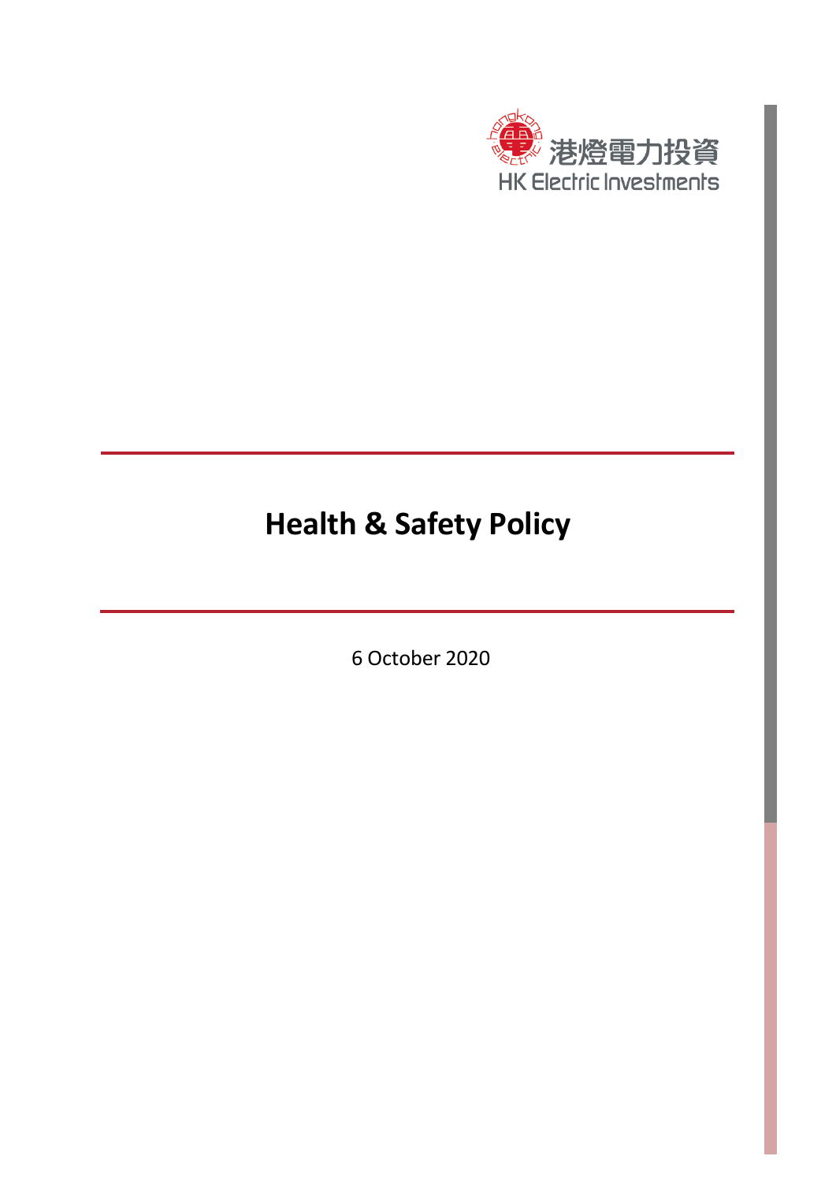港燈電力投資
HK Electric Investments

# Health & Safety Policy

6 October 2020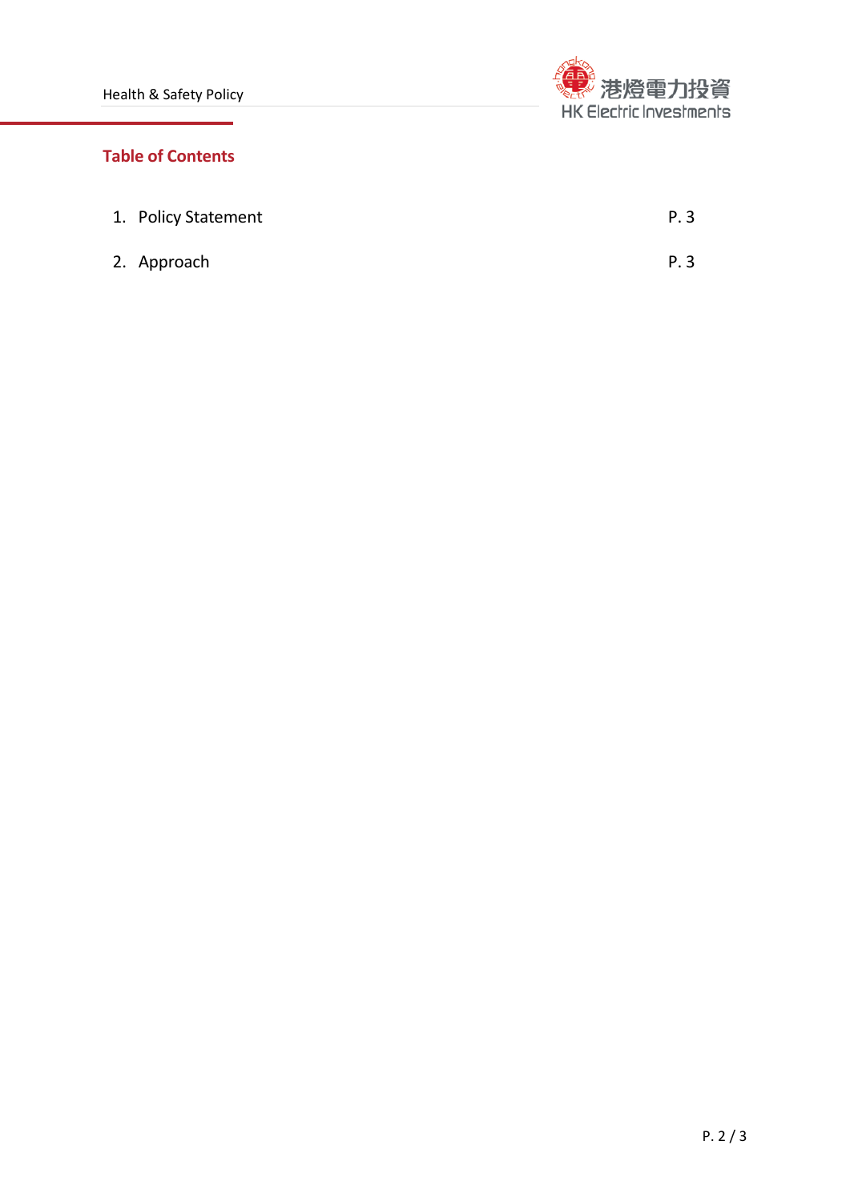## Table of Contents

| | |
|---|---|
| 1. Policy Statement | P. 3 |
| 2. Approach | P. 3 |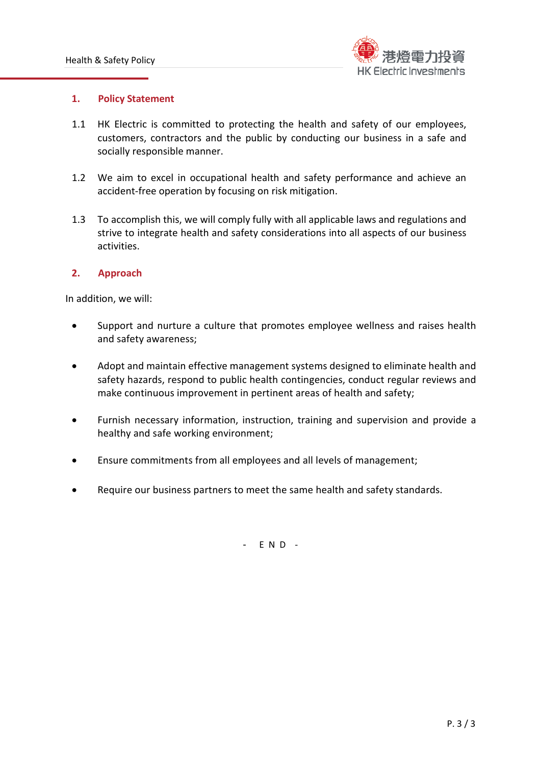## 1. Policy Statement

1.1 HK Electric is committed to protecting the health and safety of our employees, customers, contractors and the public by conducting our business in a safe and socially responsible manner.

1.2 We aim to excel in occupational health and safety performance and achieve an accident-free operation by focusing on risk mitigation.

1.3 To accomplish this, we will comply fully with all applicable laws and regulations and strive to integrate health and safety considerations into all aspects of our business activities.

## 2. Approach

In addition, we will:

- Support and nurture a culture that promotes employee wellness and raises health and safety awareness;
- Adopt and maintain effective management systems designed to eliminate health and safety hazards, respond to public health contingencies, conduct regular reviews and make continuous improvement in pertinent areas of health and safety;
- Furnish necessary information, instruction, training and supervision and provide a healthy and safe working environment;
- Ensure commitments from all employees and all levels of management;
- Require our business partners to meet the same health and safety standards.

\- E N D -